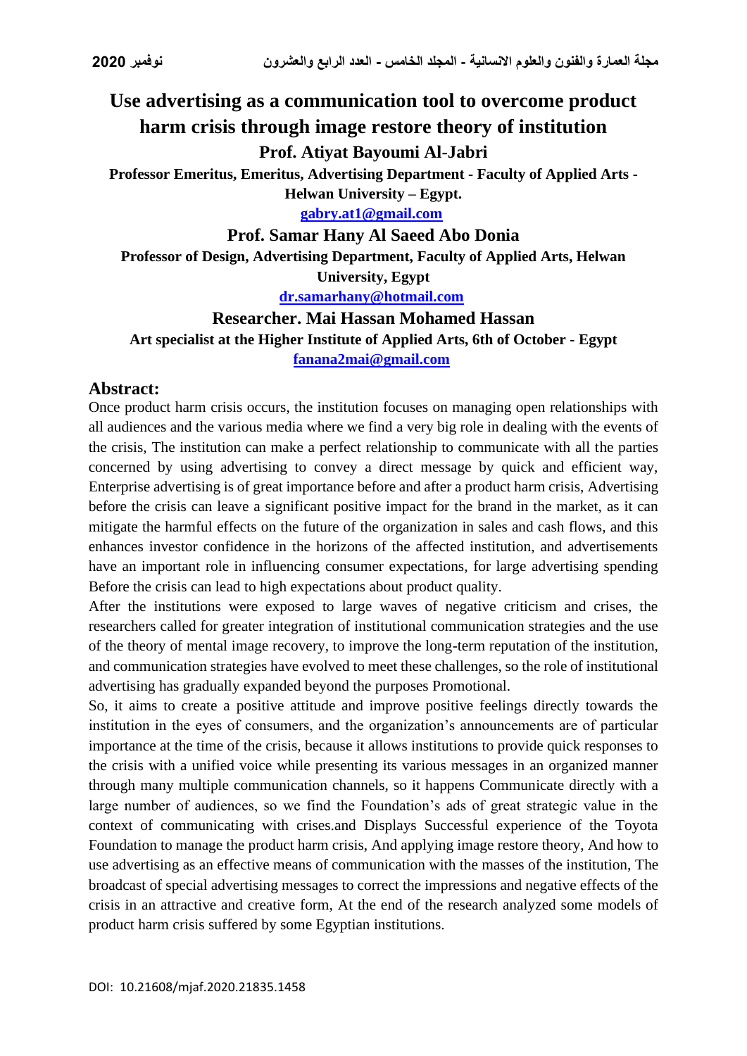# Use advertising as a communication tool to overcome product harm crisis through image restore theory of institution

**Prof. Atiyat Bayoumi Al-Jabri**

**Professor Emeritus, Emeritus, Advertising Department - Faculty of Applied Arts - Helwan University – Egypt.**

gabry.at1@gmail.com

**Prof. Samar Hany Al Saeed Abo Donia**

**Professor of Design, Advertising Department, Faculty of Applied Arts, Helwan University, Egypt**

dr.samarhany@hotmail.com

**Researcher. Mai Hassan Mohamed Hassan**

**Art specialist at the Higher Institute of Applied Arts, 6th of October - Egypt**

fanana2mai@gmail.com

## Abstract:

Once product harm crisis occurs, the institution focuses on managing open relationships with all audiences and the various media where we find a very big role in dealing with the events of the crisis, The institution can make a perfect relationship to communicate with all the parties concerned by using advertising to convey a direct message by quick and efficient way, Enterprise advertising is of great importance before and after a product harm crisis, Advertising before the crisis can leave a significant positive impact for the brand in the market, as it can mitigate the harmful effects on the future of the organization in sales and cash flows, and this enhances investor confidence in the horizons of the affected institution, and advertisements have an important role in influencing consumer expectations, for large advertising spending Before the crisis can lead to high expectations about product quality.

After the institutions were exposed to large waves of negative criticism and crises, the researchers called for greater integration of institutional communication strategies and the use of the theory of mental image recovery, to improve the long-term reputation of the institution, and communication strategies have evolved to meet these challenges, so the role of institutional advertising has gradually expanded beyond the purposes Promotional.

So, it aims to create a positive attitude and improve positive feelings directly towards the institution in the eyes of consumers, and the organization's announcements are of particular importance at the time of the crisis, because it allows institutions to provide quick responses to the crisis with a unified voice while presenting its various messages in an organized manner through many multiple communication channels, so it happens Communicate directly with a large number of audiences, so we find the Foundation's ads of great strategic value in the context of communicating with crises.and Displays Successful experience of the Toyota Foundation to manage the product harm crisis, And applying image restore theory, And how to use advertising as an effective means of communication with the masses of the institution, The broadcast of special advertising messages to correct the impressions and negative effects of the crisis in an attractive and creative form, At the end of the research analyzed some models of product harm crisis suffered by some Egyptian institutions.

DOI: 10.21608/mjaf.2020.21835.1458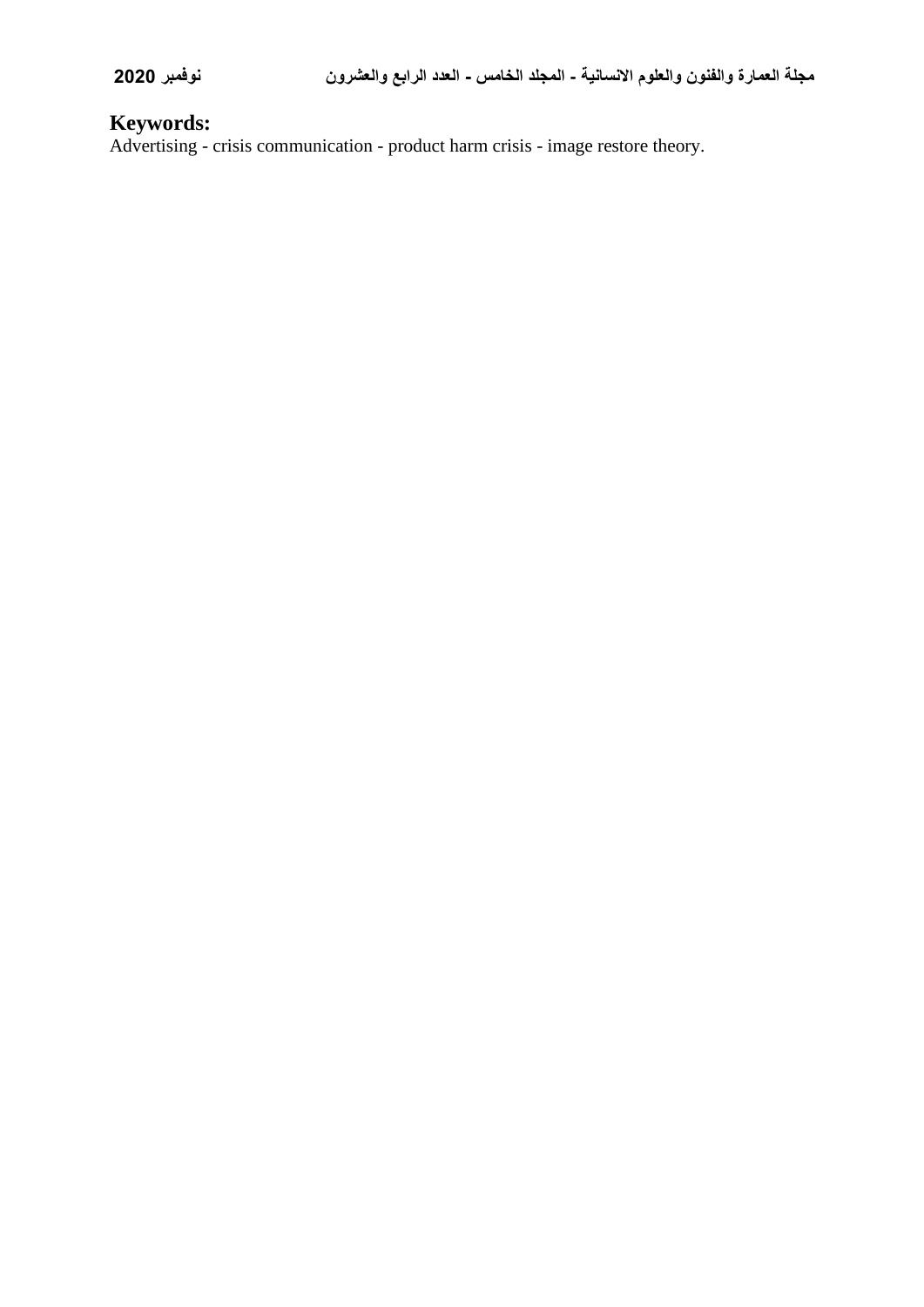**Keywords:**

Advertising - crisis communication - product harm crisis - image restore theory.